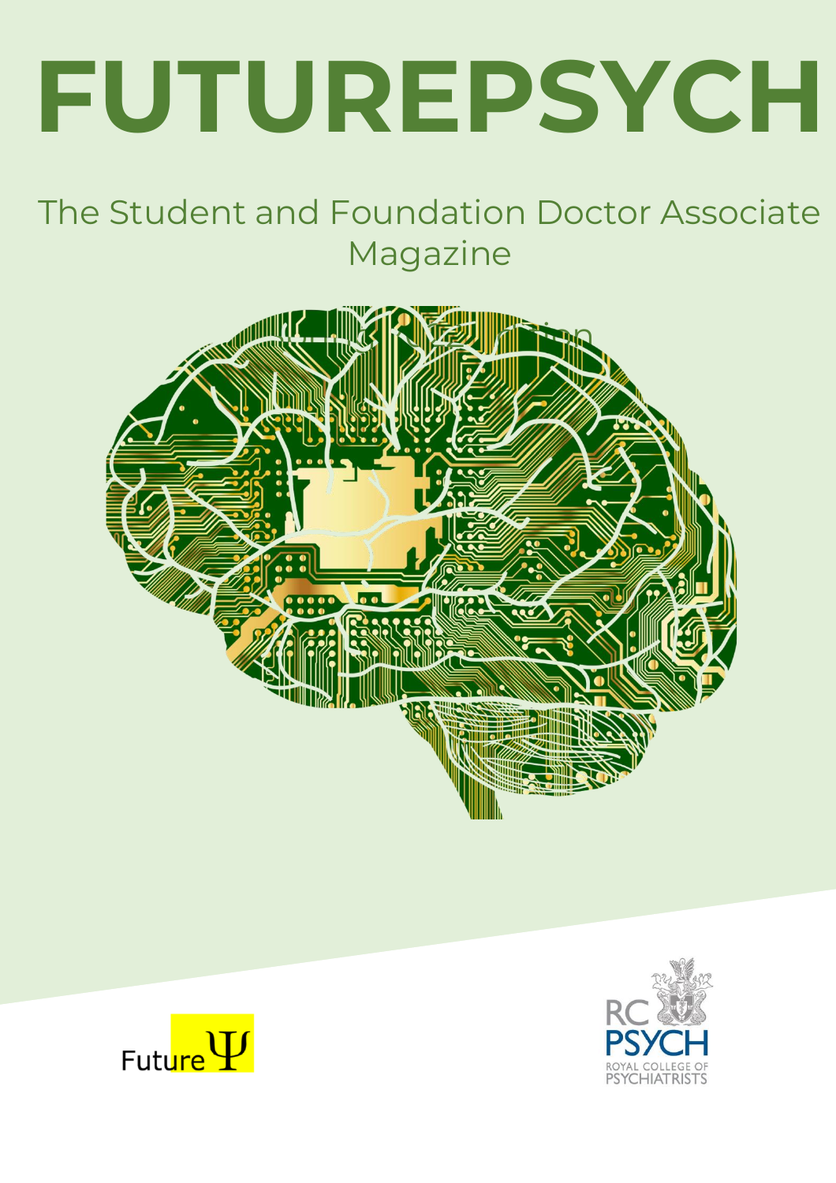# FUTUREPSYCH

The Student and Foundation Doctor Associate Magazine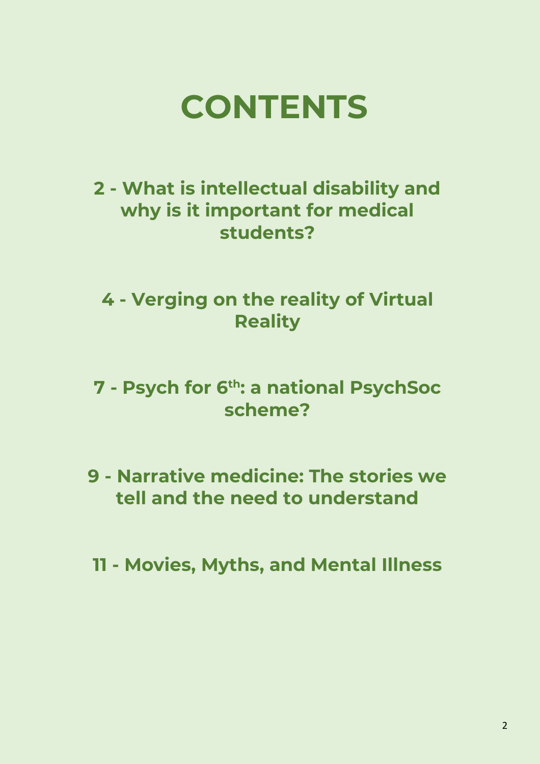# CONTENTS

**2 - What is intellectual disability and why is it important for medical students?**

**4 - Verging on the reality of Virtual Reality**

**7 - Psych for 6th: a national PsychSoc scheme?**

**9 - Narrative medicine: The stories we tell and the need to understand**

**11 - Movies, Myths, and Mental Illness**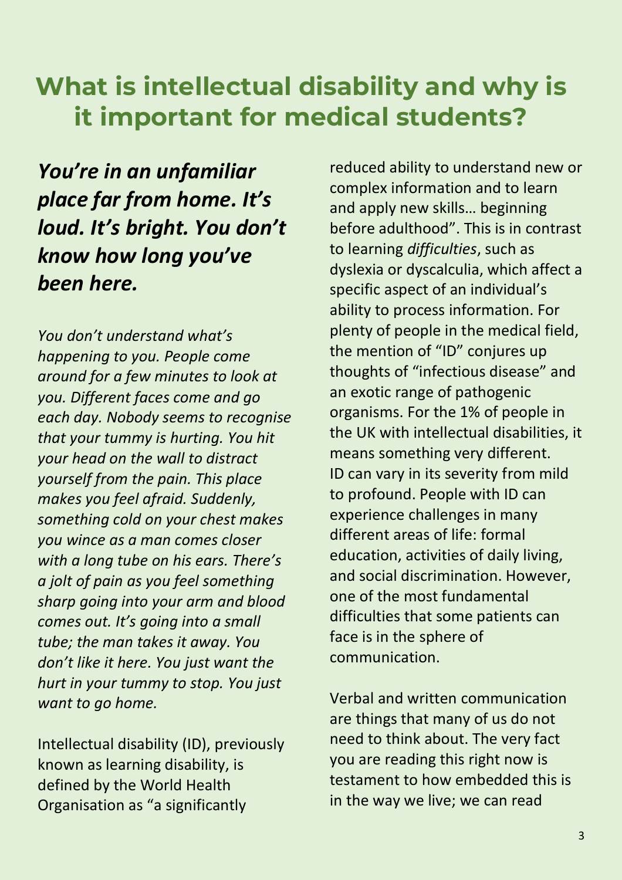# What is intellectual disability and why is it important for medical students?

***You're in an unfamiliar place far from home. It's loud. It's bright. You don't know how long you've been here.***

*You don't understand what's happening to you. People come around for a few minutes to look at you. Different faces come and go each day. Nobody seems to recognise that your tummy is hurting. You hit your head on the wall to distract yourself from the pain. This place makes you feel afraid. Suddenly, something cold on your chest makes you wince as a man comes closer with a long tube on his ears. There's a jolt of pain as you feel something sharp going into your arm and blood comes out. It's going into a small tube; the man takes it away. You don't like it here. You just want the hurt in your tummy to stop. You just want to go home.*

Intellectual disability (ID), previously known as learning disability, is defined by the World Health Organisation as "a significantly reduced ability to understand new or complex information and to learn and apply new skills… beginning before adulthood". This is in contrast to learning *difficulties*, such as dyslexia or dyscalculia, which affect a specific aspect of an individual's ability to process information. For plenty of people in the medical field, the mention of "ID" conjures up thoughts of "infectious disease" and an exotic range of pathogenic organisms. For the 1% of people in the UK with intellectual disabilities, it means something very different. ID can vary in its severity from mild to profound. People with ID can experience challenges in many different areas of life: formal education, activities of daily living, and social discrimination. However, one of the most fundamental difficulties that some patients can face is in the sphere of communication.

Verbal and written communication are things that many of us do not need to think about. The very fact you are reading this right now is testament to how embedded this is in the way we live; we can read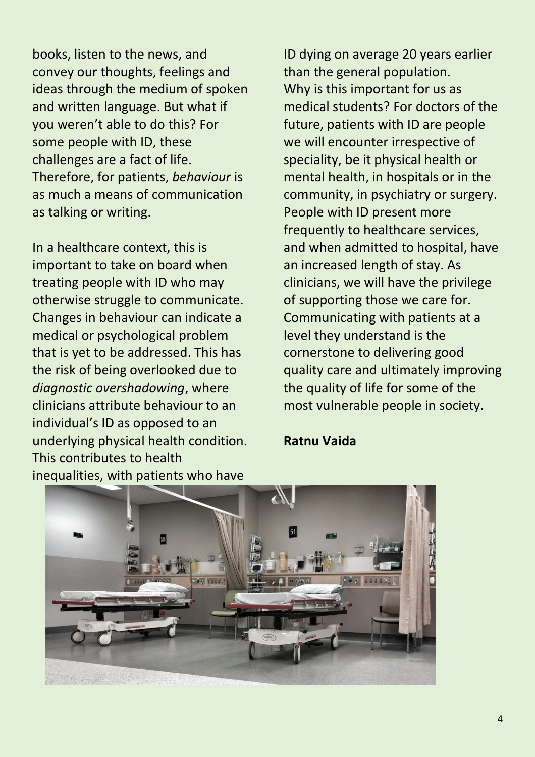books, listen to the news, and convey our thoughts, feelings and ideas through the medium of spoken and written language. But what if you weren't able to do this? For some people with ID, these challenges are a fact of life. Therefore, for patients, *behaviour* is as much a means of communication as talking or writing.

In a healthcare context, this is important to take on board when treating people with ID who may otherwise struggle to communicate. Changes in behaviour can indicate a medical or psychological problem that is yet to be addressed. This has the risk of being overlooked due to *diagnostic overshadowing*, where clinicians attribute behaviour to an individual's ID as opposed to an underlying physical health condition. This contributes to health inequalities, with patients who have ID dying on average 20 years earlier than the general population.

Why is this important for us as medical students? For doctors of the future, patients with ID are people we will encounter irrespective of speciality, be it physical health or mental health, in hospitals or in the community, in psychiatry or surgery. People with ID present more frequently to healthcare services, and when admitted to hospital, have an increased length of stay. As clinicians, we will have the privilege of supporting those we care for. Communicating with patients at a level they understand is the cornerstone to delivering good quality care and ultimately improving the quality of life for some of the most vulnerable people in society.

**Ratnu Vaida**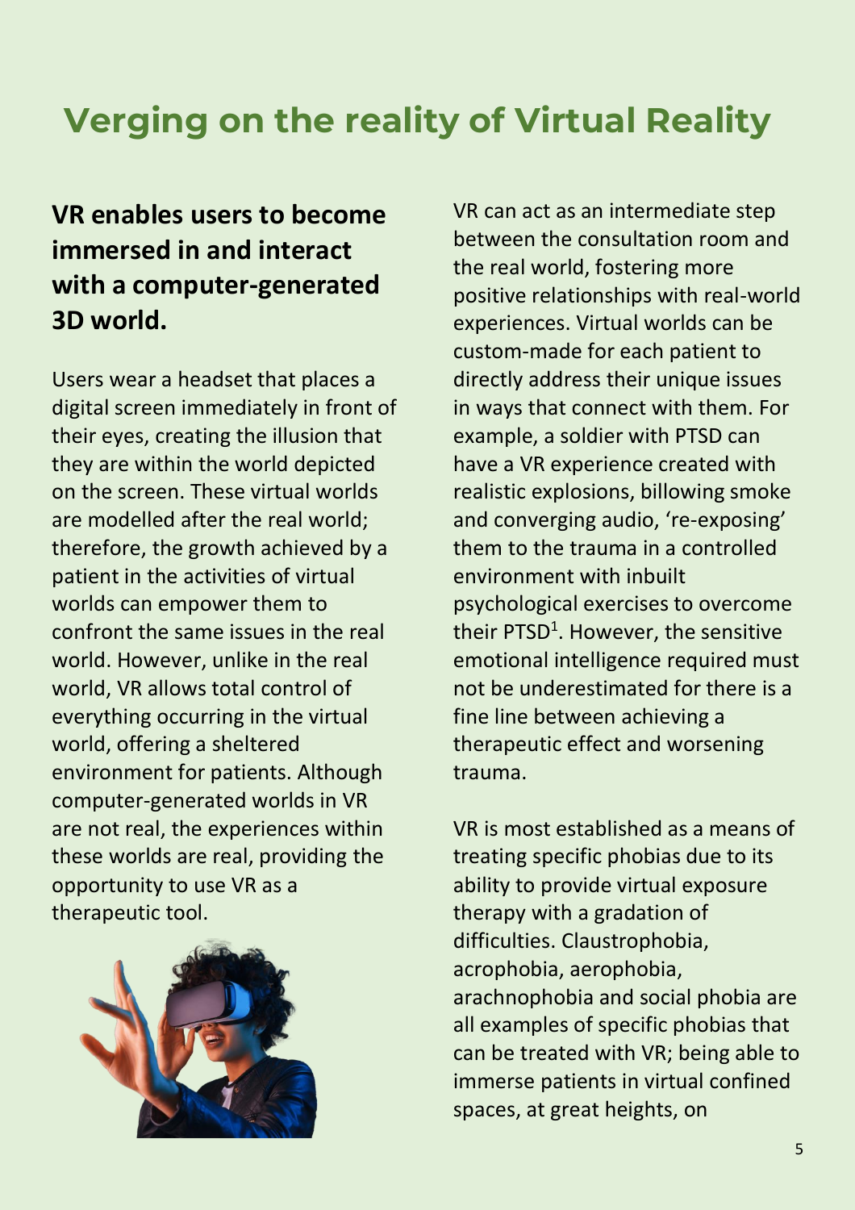# Verging on the reality of Virtual Reality

**VR enables users to become immersed in and interact with a computer-generated 3D world.**

Users wear a headset that places a digital screen immediately in front of their eyes, creating the illusion that they are within the world depicted on the screen. These virtual worlds are modelled after the real world; therefore, the growth achieved by a patient in the activities of virtual worlds can empower them to confront the same issues in the real world. However, unlike in the real world, VR allows total control of everything occurring in the virtual world, offering a sheltered environment for patients. Although computer-generated worlds in VR are not real, the experiences within these worlds are real, providing the opportunity to use VR as a therapeutic tool.

VR can act as an intermediate step between the consultation room and the real world, fostering more positive relationships with real-world experiences. Virtual worlds can be custom-made for each patient to directly address their unique issues in ways that connect with them. For example, a soldier with PTSD can have a VR experience created with realistic explosions, billowing smoke and converging audio, 're-exposing' them to the trauma in a controlled environment with inbuilt psychological exercises to overcome their PTSD[1]. However, the sensitive emotional intelligence required must not be underestimated for there is a fine line between achieving a therapeutic effect and worsening trauma.

VR is most established as a means of treating specific phobias due to its ability to provide virtual exposure therapy with a gradation of difficulties. Claustrophobia, acrophobia, aerophobia, arachnophobia and social phobia are all examples of specific phobias that can be treated with VR; being able to immerse patients in virtual confined spaces, at great heights, on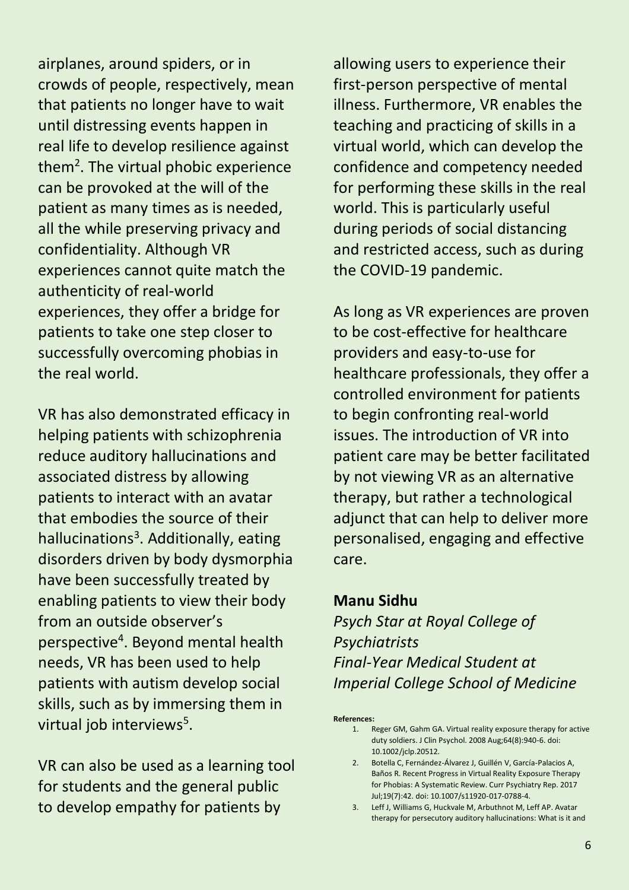airplanes, around spiders, or in crowds of people, respectively, mean that patients no longer have to wait until distressing events happen in real life to develop resilience against them[2]. The virtual phobic experience can be provoked at the will of the patient as many times as is needed, all the while preserving privacy and confidentiality. Although VR experiences cannot quite match the authenticity of real-world experiences, they offer a bridge for patients to take one step closer to successfully overcoming phobias in the real world.

VR has also demonstrated efficacy in helping patients with schizophrenia reduce auditory hallucinations and associated distress by allowing patients to interact with an avatar that embodies the source of their hallucinations[3]. Additionally, eating disorders driven by body dysmorphia have been successfully treated by enabling patients to view their body from an outside observer's perspective[4]. Beyond mental health needs, VR has been used to help patients with autism develop social skills, such as by immersing them in virtual job interviews[5].

VR can also be used as a learning tool for students and the general public to develop empathy for patients by allowing users to experience their first-person perspective of mental illness. Furthermore, VR enables the teaching and practicing of skills in a virtual world, which can develop the confidence and competency needed for performing these skills in the real world. This is particularly useful during periods of social distancing and restricted access, such as during the COVID-19 pandemic.

As long as VR experiences are proven to be cost-effective for healthcare providers and easy-to-use for healthcare professionals, they offer a controlled environment for patients to begin confronting real-world issues. The introduction of VR into patient care may be better facilitated by not viewing VR as an alternative therapy, but rather a technological adjunct that can help to deliver more personalised, engaging and effective care.

**Manu Sidhu**

*Psych Star at Royal College of Psychiatrists*
*Final-Year Medical Student at Imperial College School of Medicine*

**References:**

1. Reger GM, Gahm GA. Virtual reality exposure therapy for active duty soldiers. J Clin Psychol. 2008 Aug;64(8):940-6. doi: 10.1002/jclp.20512.
2. Botella C, Fernández-Álvarez J, Guillén V, García-Palacios A, Baños R. Recent Progress in Virtual Reality Exposure Therapy for Phobias: A Systematic Review. Curr Psychiatry Rep. 2017 Jul;19(7):42. doi: 10.1007/s11920-017-0788-4.
3. Leff J, Williams G, Huckvale M, Arbuthnot M, Leff AP. Avatar therapy for persecutory auditory hallucinations: What is it and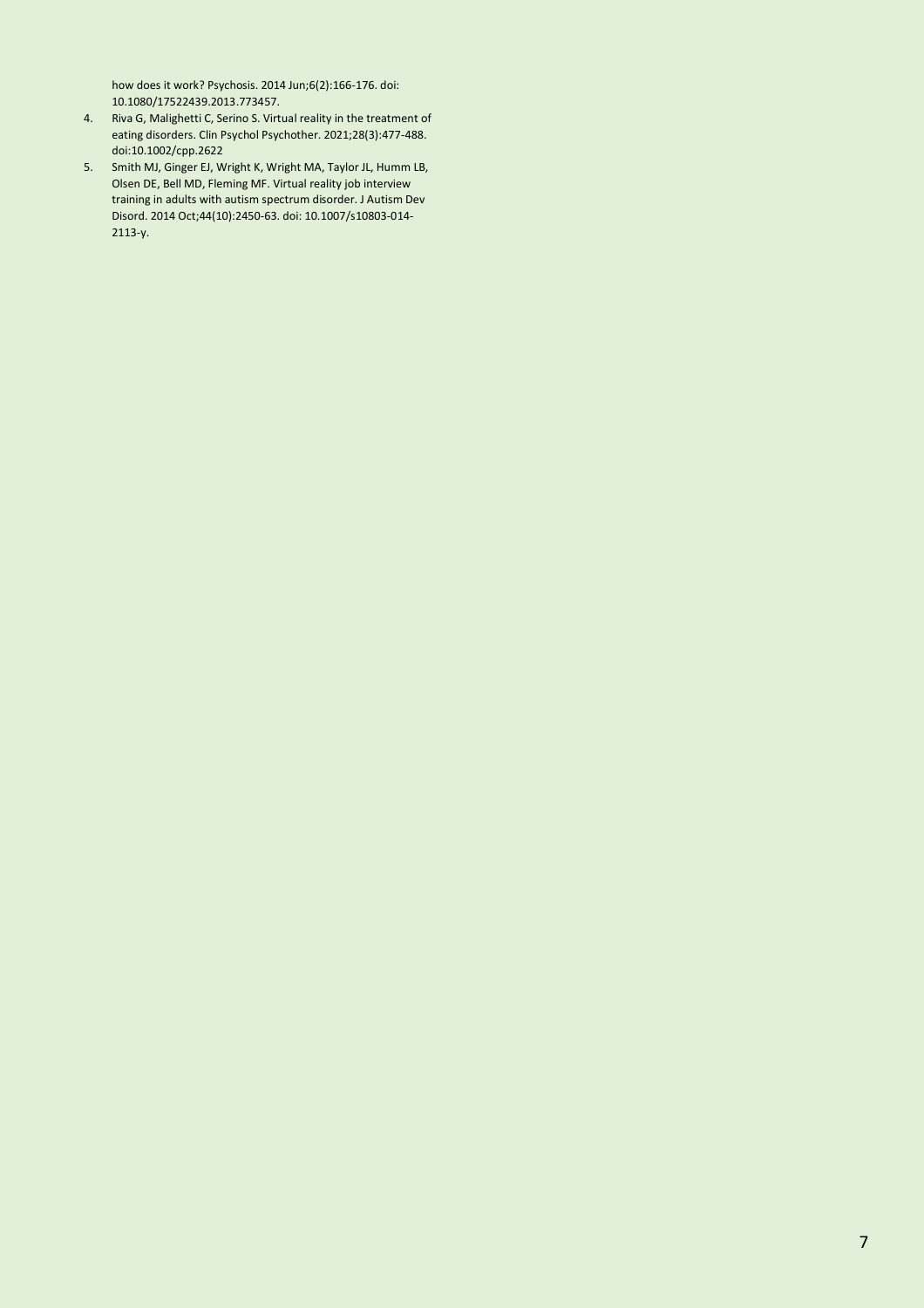how does it work? Psychosis. 2014 Jun;6(2):166-176. doi: 10.1080/17522439.2013.773457.

4. Riva G, Malighetti C, Serino S. Virtual reality in the treatment of eating disorders. Clin Psychol Psychother. 2021;28(3):477-488. doi:10.1002/cpp.2622
5. Smith MJ, Ginger EJ, Wright K, Wright MA, Taylor JL, Humm LB, Olsen DE, Bell MD, Fleming MF. Virtual reality job interview training in adults with autism spectrum disorder. J Autism Dev Disord. 2014 Oct;44(10):2450-63. doi: 10.1007/s10803-014-2113-y.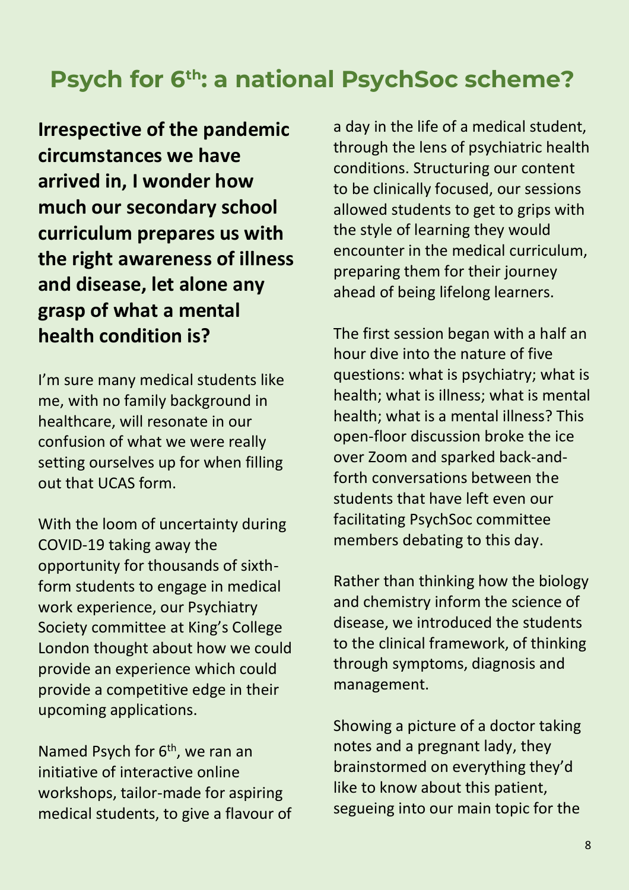# Psych for 6th: a national PsychSoc scheme?

**Irrespective of the pandemic circumstances we have arrived in, I wonder how much our secondary school curriculum prepares us with the right awareness of illness and disease, let alone any grasp of what a mental health condition is?**

I'm sure many medical students like me, with no family background in healthcare, will resonate in our confusion of what we were really setting ourselves up for when filling out that UCAS form.

With the loom of uncertainty during COVID-19 taking away the opportunity for thousands of sixth-form students to engage in medical work experience, our Psychiatry Society committee at King's College London thought about how we could provide an experience which could provide a competitive edge in their upcoming applications.

Named Psych for 6th, we ran an initiative of interactive online workshops, tailor-made for aspiring medical students, to give a flavour of a day in the life of a medical student, through the lens of psychiatric health conditions. Structuring our content to be clinically focused, our sessions allowed students to get to grips with the style of learning they would encounter in the medical curriculum, preparing them for their journey ahead of being lifelong learners.

The first session began with a half an hour dive into the nature of five questions: what is psychiatry; what is health; what is illness; what is mental health; what is a mental illness? This open-floor discussion broke the ice over Zoom and sparked back-and-forth conversations between the students that have left even our facilitating PsychSoc committee members debating to this day.

Rather than thinking how the biology and chemistry inform the science of disease, we introduced the students to the clinical framework, of thinking through symptoms, diagnosis and management.

Showing a picture of a doctor taking notes and a pregnant lady, they brainstormed on everything they'd like to know about this patient, segueing into our main topic for the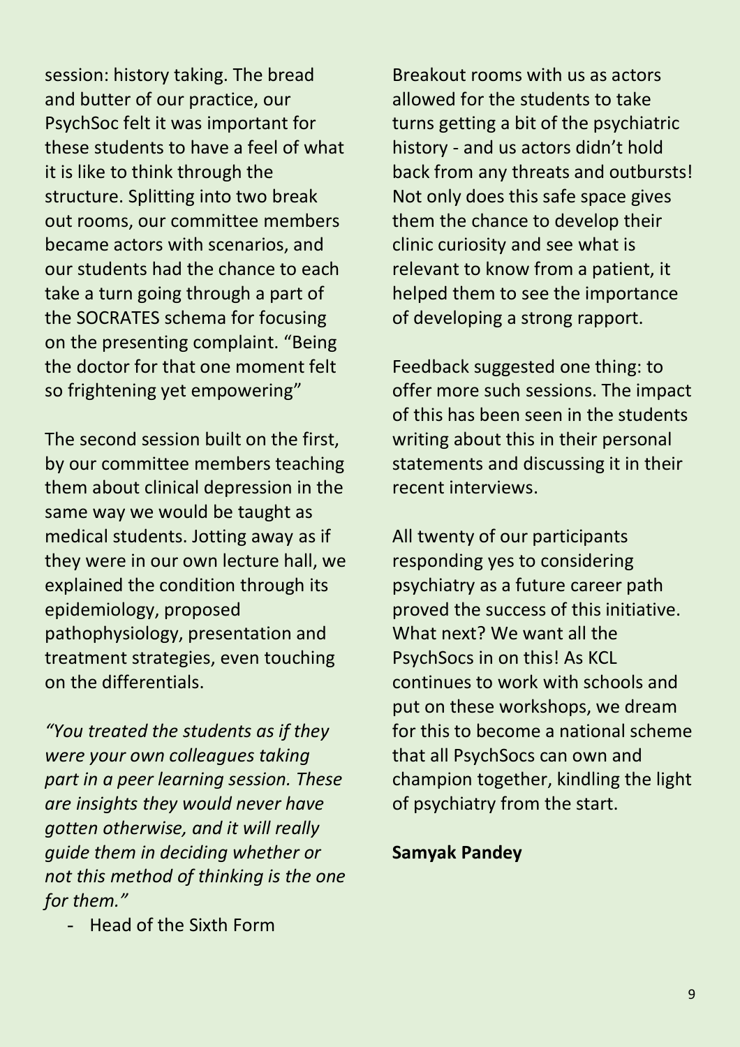session: history taking. The bread and butter of our practice, our PsychSoc felt it was important for these students to have a feel of what it is like to think through the structure. Splitting into two break out rooms, our committee members became actors with scenarios, and our students had the chance to each take a turn going through a part of the SOCRATES schema for focusing on the presenting complaint. "Being the doctor for that one moment felt so frightening yet empowering"

The second session built on the first, by our committee members teaching them about clinical depression in the same way we would be taught as medical students. Jotting away as if they were in our own lecture hall, we explained the condition through its epidemiology, proposed pathophysiology, presentation and treatment strategies, even touching on the differentials.

*"You treated the students as if they were your own colleagues taking part in a peer learning session. These are insights they would never have gotten otherwise, and it will really guide them in deciding whether or not this method of thinking is the one for them."*

- Head of the Sixth Form

Breakout rooms with us as actors allowed for the students to take turns getting a bit of the psychiatric history - and us actors didn't hold back from any threats and outbursts! Not only does this safe space gives them the chance to develop their clinic curiosity and see what is relevant to know from a patient, it helped them to see the importance of developing a strong rapport.

Feedback suggested one thing: to offer more such sessions. The impact of this has been seen in the students writing about this in their personal statements and discussing it in their recent interviews.

All twenty of our participants responding yes to considering psychiatry as a future career path proved the success of this initiative. What next? We want all the PsychSocs in on this! As KCL continues to work with schools and put on these workshops, we dream for this to become a national scheme that all PsychSocs can own and champion together, kindling the light of psychiatry from the start.

**Samyak Pandey**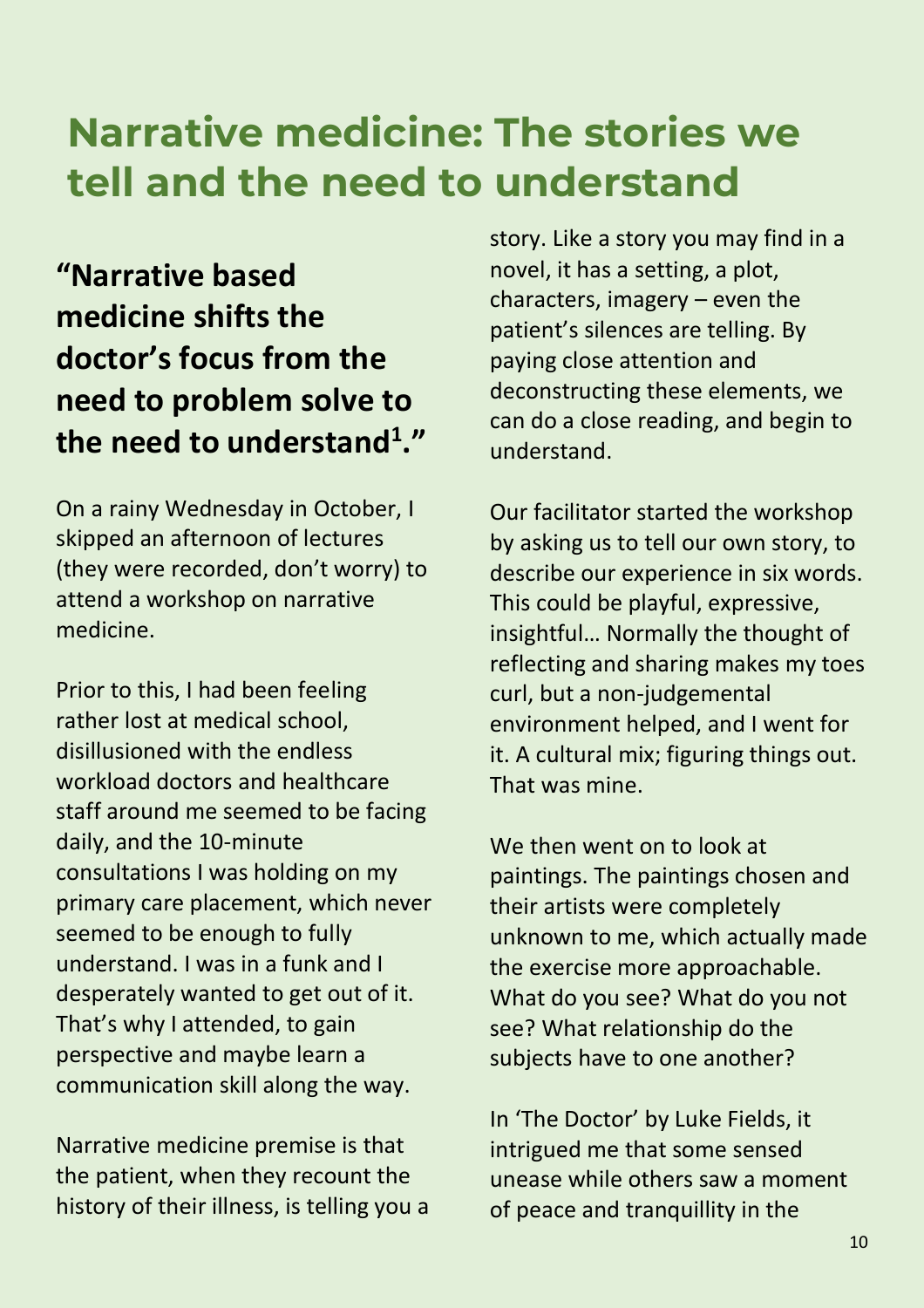# Narrative medicine: The stories we tell and the need to understand

**"Narrative based medicine shifts the doctor's focus from the need to problem solve to the need to understand[1]."**

On a rainy Wednesday in October, I skipped an afternoon of lectures (they were recorded, don't worry) to attend a workshop on narrative medicine.

Prior to this, I had been feeling rather lost at medical school, disillusioned with the endless workload doctors and healthcare staff around me seemed to be facing daily, and the 10-minute consultations I was holding on my primary care placement, which never seemed to be enough to fully understand. I was in a funk and I desperately wanted to get out of it. That's why I attended, to gain perspective and maybe learn a communication skill along the way.

Narrative medicine premise is that the patient, when they recount the history of their illness, is telling you a story. Like a story you may find in a novel, it has a setting, a plot, characters, imagery – even the patient's silences are telling. By paying close attention and deconstructing these elements, we can do a close reading, and begin to understand.

Our facilitator started the workshop by asking us to tell our own story, to describe our experience in six words. This could be playful, expressive, insightful… Normally the thought of reflecting and sharing makes my toes curl, but a non-judgemental environment helped, and I went for it. A cultural mix; figuring things out. That was mine.

We then went on to look at paintings. The paintings chosen and their artists were completely unknown to me, which actually made the exercise more approachable. What do you see? What do you not see? What relationship do the subjects have to one another?

In 'The Doctor' by Luke Fields, it intrigued me that some sensed unease while others saw a moment of peace and tranquillity in the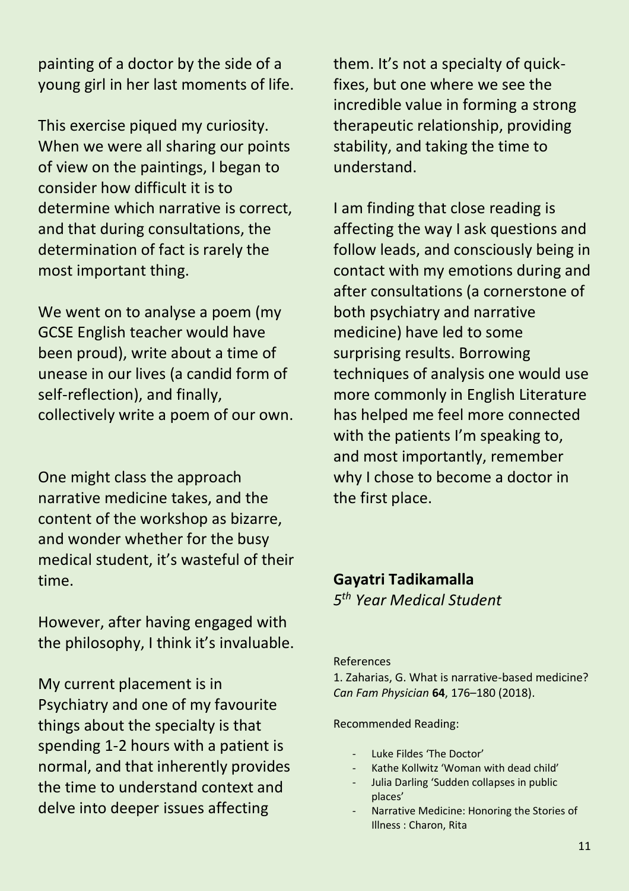painting of a doctor by the side of a young girl in her last moments of life.

This exercise piqued my curiosity. When we were all sharing our points of view on the paintings, I began to consider how difficult it is to determine which narrative is correct, and that during consultations, the determination of fact is rarely the most important thing.

We went on to analyse a poem (my GCSE English teacher would have been proud), write about a time of unease in our lives (a candid form of self-reflection), and finally, collectively write a poem of our own.

One might class the approach narrative medicine takes, and the content of the workshop as bizarre, and wonder whether for the busy medical student, it's wasteful of their time.

However, after having engaged with the philosophy, I think it's invaluable.

My current placement is in Psychiatry and one of my favourite things about the specialty is that spending 1-2 hours with a patient is normal, and that inherently provides the time to understand context and delve into deeper issues affecting them. It's not a specialty of quick-fixes, but one where we see the incredible value in forming a strong therapeutic relationship, providing stability, and taking the time to understand.

I am finding that close reading is affecting the way I ask questions and follow leads, and consciously being in contact with my emotions during and after consultations (a cornerstone of both psychiatry and narrative medicine) have led to some surprising results. Borrowing techniques of analysis one would use more commonly in English Literature has helped me feel more connected with the patients I'm speaking to, and most importantly, remember why I chose to become a doctor in the first place.

**Gayatri Tadikamalla**
*5th Year Medical Student*

References

1. Zaharias, G. What is narrative-based medicine? *Can Fam Physician* **64**, 176–180 (2018).

Recommended Reading:

- Luke Fildes 'The Doctor'
- Kathe Kollwitz 'Woman with dead child'
- Julia Darling 'Sudden collapses in public places'
- Narrative Medicine: Honoring the Stories of Illness : Charon, Rita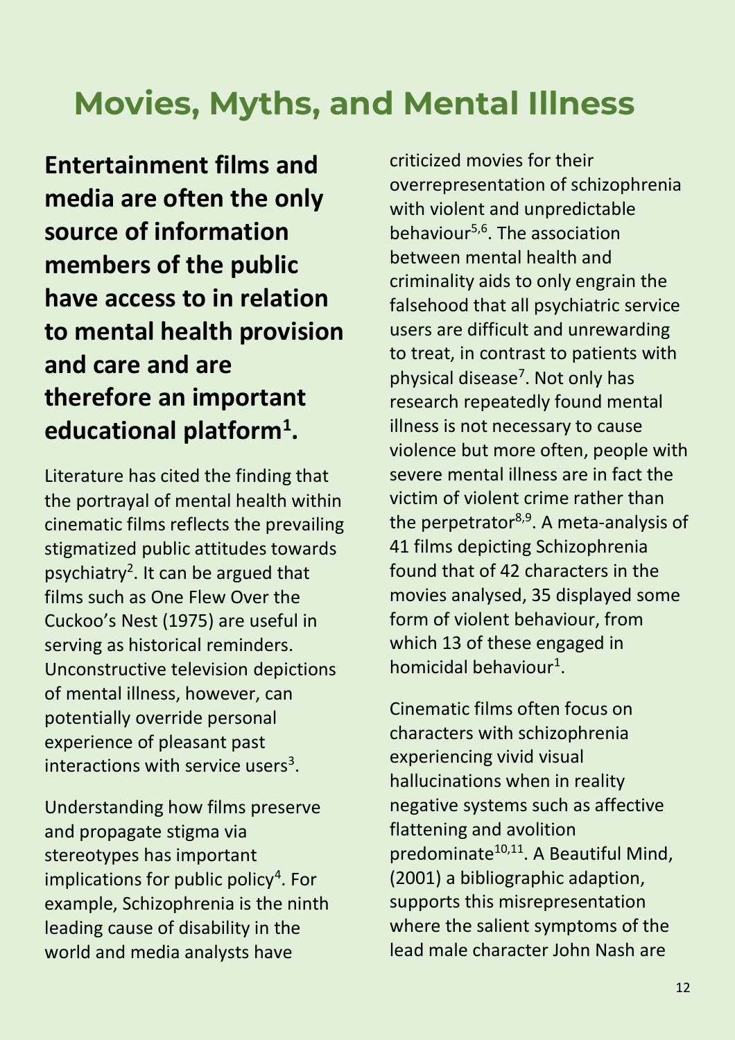# Movies, Myths, and Mental Illness

**Entertainment films and media are often the only source of information members of the public have access to in relation to mental health provision and care and are therefore an important educational platform[1].**

Literature has cited the finding that the portrayal of mental health within cinematic films reflects the prevailing stigmatized public attitudes towards psychiatry[2]. It can be argued that films such as One Flew Over the Cuckoo's Nest (1975) are useful in serving as historical reminders. Unconstructive television depictions of mental illness, however, can potentially override personal experience of pleasant past interactions with service users[3].

Understanding how films preserve and propagate stigma via stereotypes has important implications for public policy[4]. For example, Schizophrenia is the ninth leading cause of disability in the world and media analysts have criticized movies for their overrepresentation of schizophrenia with violent and unpredictable behaviour[5,6]. The association between mental health and criminality aids to only engrain the falsehood that all psychiatric service users are difficult and unrewarding to treat, in contrast to patients with physical disease[7]. Not only has research repeatedly found mental illness is not necessary to cause violence but more often, people with severe mental illness are in fact the victim of violent crime rather than the perpetrator[8,9]. A meta-analysis of 41 films depicting Schizophrenia found that of 42 characters in the movies analysed, 35 displayed some form of violent behaviour, from which 13 of these engaged in homicidal behaviour[1].

Cinematic films often focus on characters with schizophrenia experiencing vivid visual hallucinations when in reality negative systems such as affective flattening and avolition predominate[10,11]. A Beautiful Mind, (2001) a bibliographic adaption, supports this misrepresentation where the salient symptoms of the lead male character John Nash are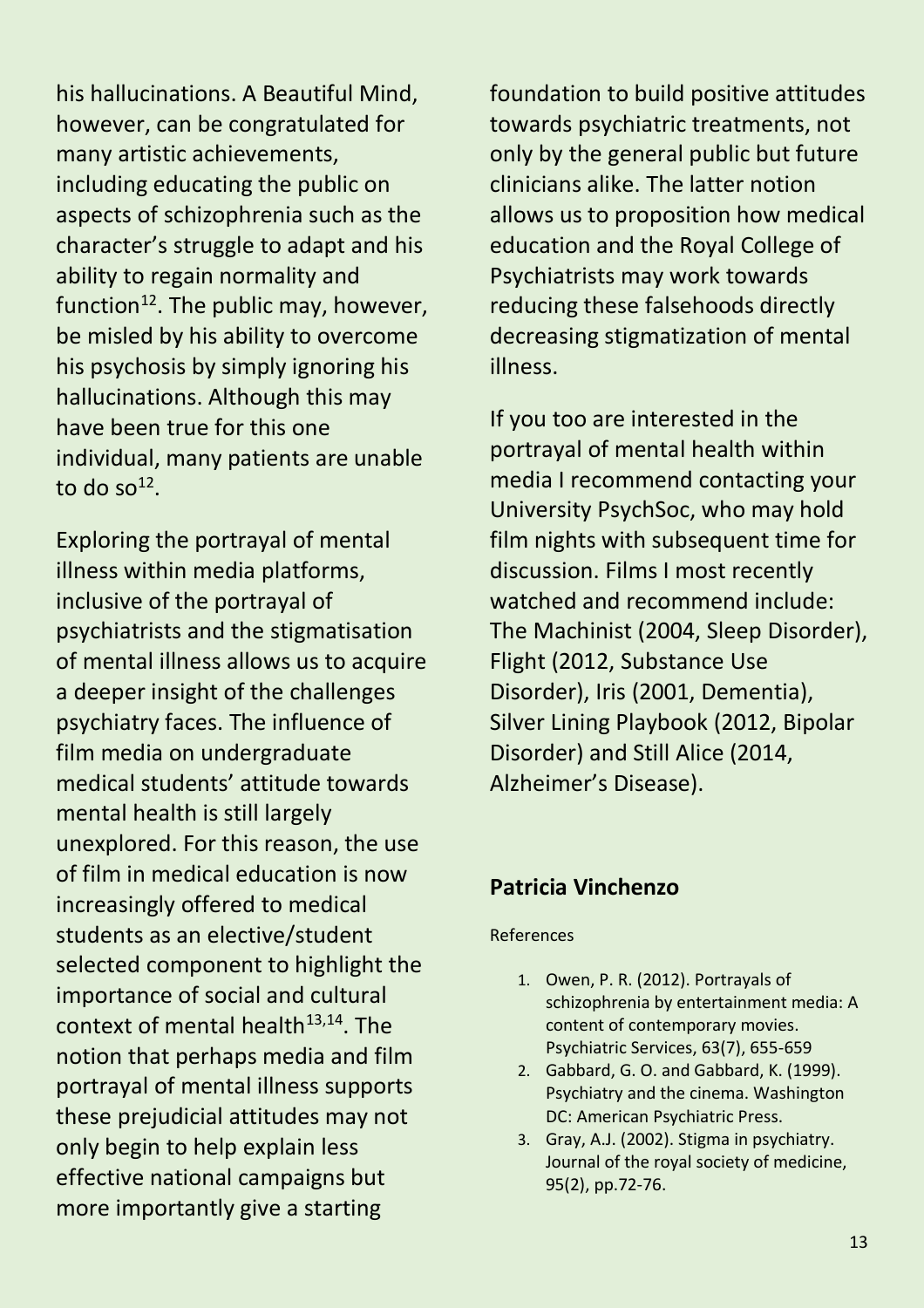his hallucinations. A Beautiful Mind, however, can be congratulated for many artistic achievements, including educating the public on aspects of schizophrenia such as the character's struggle to adapt and his ability to regain normality and function[12]. The public may, however, be misled by his ability to overcome his psychosis by simply ignoring his hallucinations. Although this may have been true for this one individual, many patients are unable to do so[12].

Exploring the portrayal of mental illness within media platforms, inclusive of the portrayal of psychiatrists and the stigmatisation of mental illness allows us to acquire a deeper insight of the challenges psychiatry faces. The influence of film media on undergraduate medical students' attitude towards mental health is still largely unexplored. For this reason, the use of film in medical education is now increasingly offered to medical students as an elective/student selected component to highlight the importance of social and cultural context of mental health[13,14]. The notion that perhaps media and film portrayal of mental illness supports these prejudicial attitudes may not only begin to help explain less effective national campaigns but more importantly give a starting foundation to build positive attitudes towards psychiatric treatments, not only by the general public but future clinicians alike. The latter notion allows us to proposition how medical education and the Royal College of Psychiatrists may work towards reducing these falsehoods directly decreasing stigmatization of mental illness.

If you too are interested in the portrayal of mental health within media I recommend contacting your University PsychSoc, who may hold film nights with subsequent time for discussion. Films I most recently watched and recommend include: The Machinist (2004, Sleep Disorder), Flight (2012, Substance Use Disorder), Iris (2001, Dementia), Silver Lining Playbook (2012, Bipolar Disorder) and Still Alice (2014, Alzheimer's Disease).

**Patricia Vinchenzo**

References

1. Owen, P. R. (2012). Portrayals of schizophrenia by entertainment media: A content of contemporary movies. Psychiatric Services, 63(7), 655-659
2. Gabbard, G. O. and Gabbard, K. (1999). Psychiatry and the cinema. Washington DC: American Psychiatric Press.
3. Gray, A.J. (2002). Stigma in psychiatry. Journal of the royal society of medicine, 95(2), pp.72-76.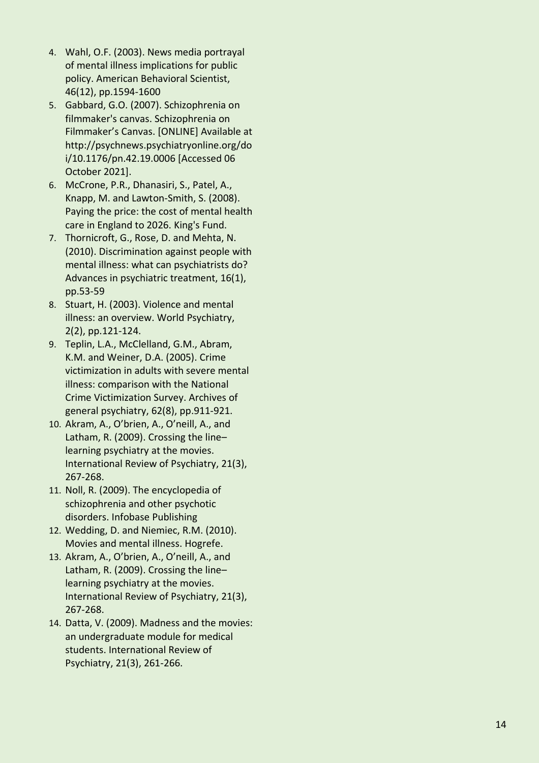4. Wahl, O.F. (2003). News media portrayal of mental illness implications for public policy. American Behavioral Scientist, 46(12), pp.1594-1600
5. Gabbard, G.O. (2007). Schizophrenia on filmmaker's canvas. Schizophrenia on Filmmaker's Canvas. [ONLINE] Available at http://psychnews.psychiatryonline.org/doi/10.1176/pn.42.19.0006 [Accessed 06 October 2021].
6. McCrone, P.R., Dhanasiri, S., Patel, A., Knapp, M. and Lawton-Smith, S. (2008). Paying the price: the cost of mental health care in England to 2026. King's Fund.
7. Thornicroft, G., Rose, D. and Mehta, N. (2010). Discrimination against people with mental illness: what can psychiatrists do? Advances in psychiatric treatment, 16(1), pp.53-59
8. Stuart, H. (2003). Violence and mental illness: an overview. World Psychiatry, 2(2), pp.121-124.
9. Teplin, L.A., McClelland, G.M., Abram, K.M. and Weiner, D.A. (2005). Crime victimization in adults with severe mental illness: comparison with the National Crime Victimization Survey. Archives of general psychiatry, 62(8), pp.911-921.
10. Akram, A., O'brien, A., O'neill, A., and Latham, R. (2009). Crossing the line– learning psychiatry at the movies. International Review of Psychiatry, 21(3), 267-268.
11. Noll, R. (2009). The encyclopedia of schizophrenia and other psychotic disorders. Infobase Publishing
12. Wedding, D. and Niemiec, R.M. (2010). Movies and mental illness. Hogrefe.
13. Akram, A., O'brien, A., O'neill, A., and Latham, R. (2009). Crossing the line– learning psychiatry at the movies. International Review of Psychiatry, 21(3), 267-268.
14. Datta, V. (2009). Madness and the movies: an undergraduate module for medical students. International Review of Psychiatry, 21(3), 261-266.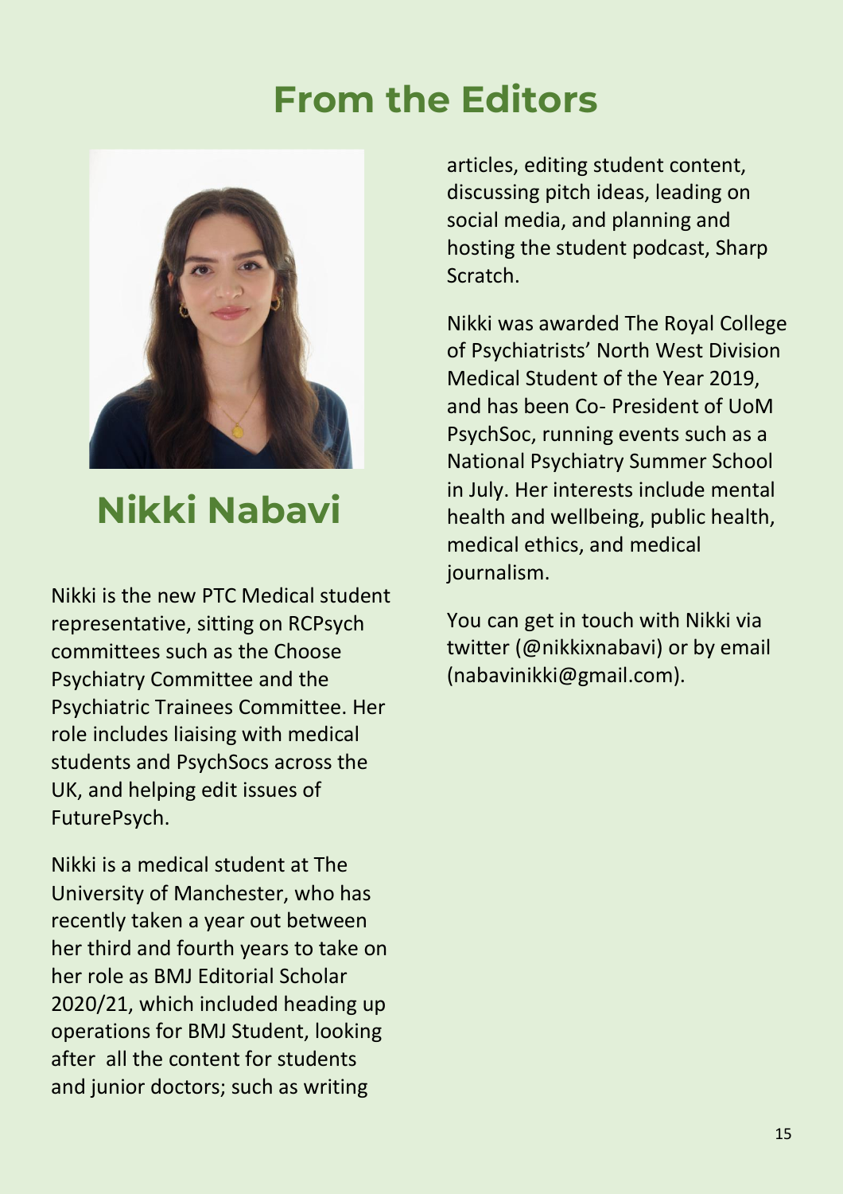# From the Editors

## Nikki Nabavi

Nikki is the new PTC Medical student representative, sitting on RCPsych committees such as the Choose Psychiatry Committee and the Psychiatric Trainees Committee. Her role includes liaising with medical students and PsychSocs across the UK, and helping edit issues of FuturePsych.

Nikki is a medical student at The University of Manchester, who has recently taken a year out between her third and fourth years to take on her role as BMJ Editorial Scholar 2020/21, which included heading up operations for BMJ Student, looking after all the content for students and junior doctors; such as writing articles, editing student content, discussing pitch ideas, leading on social media, and planning and hosting the student podcast, Sharp Scratch.

Nikki was awarded The Royal College of Psychiatrists' North West Division Medical Student of the Year 2019, and has been Co- President of UoM PsychSoc, running events such as a National Psychiatry Summer School in July. Her interests include mental health and wellbeing, public health, medical ethics, and medical journalism.

You can get in touch with Nikki via twitter (@nikkixnabavi) or by email (nabavinikki@gmail.com).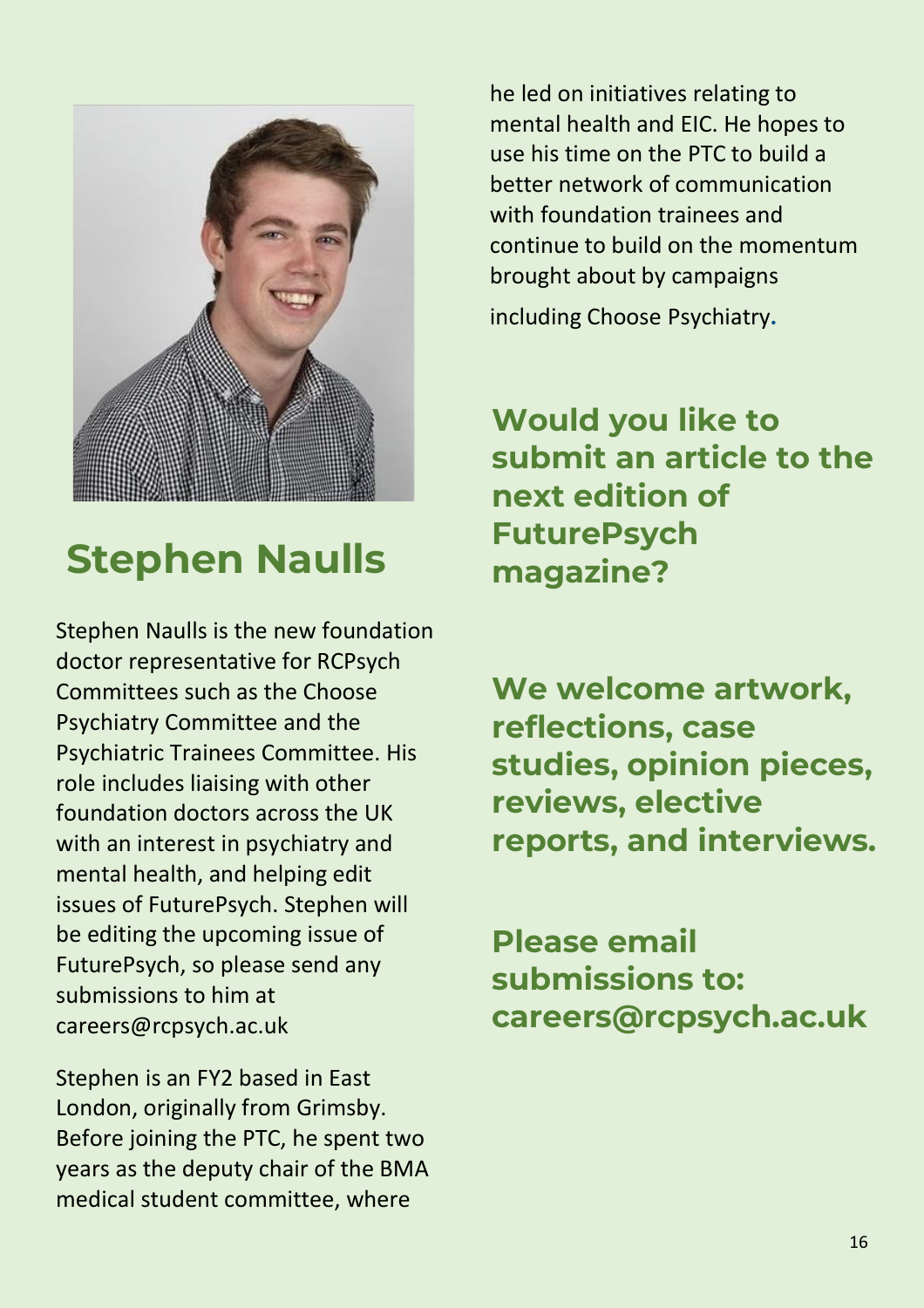## Stephen Naulls

Stephen Naulls is the new foundation doctor representative for RCPsych Committees such as the Choose Psychiatry Committee and the Psychiatric Trainees Committee. His role includes liaising with other foundation doctors across the UK with an interest in psychiatry and mental health, and helping edit issues of FuturePsych. Stephen will be editing the upcoming issue of FuturePsych, so please send any submissions to him at careers@rcpsych.ac.uk

Stephen is an FY2 based in East London, originally from Grimsby. Before joining the PTC, he spent two years as the deputy chair of the BMA medical student committee, where he led on initiatives relating to mental health and EIC. He hopes to use his time on the PTC to build a better network of communication with foundation trainees and continue to build on the momentum brought about by campaigns including Choose Psychiatry.

## Would you like to submit an article to the next edition of FuturePsych magazine?

## We welcome artwork, reflections, case studies, opinion pieces, reviews, elective reports, and interviews.

## Please email submissions to: careers@rcpsych.ac.uk